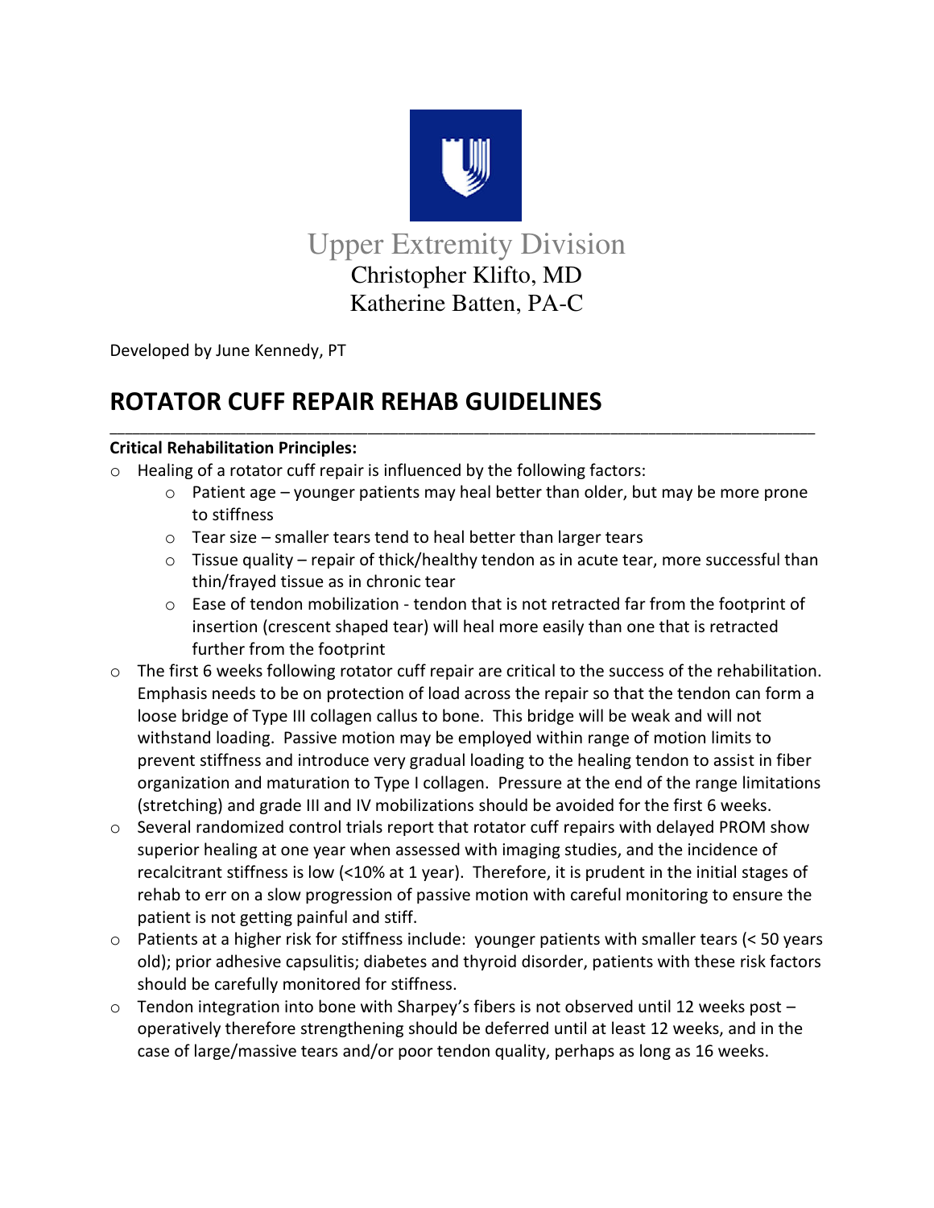Upper Extremity Division
Christopher Klifto, MD
Katherine Batten, PA-C

Developed by June Kennedy, PT

# ROTATOR CUFF REPAIR REHAB GUIDELINES

**Critical Rehabilitation Principles:**

- Healing of a rotator cuff repair is influenced by the following factors:
  - Patient age – younger patients may heal better than older, but may be more prone to stiffness
  - Tear size – smaller tears tend to heal better than larger tears
  - Tissue quality – repair of thick/healthy tendon as in acute tear, more successful than thin/frayed tissue as in chronic tear
  - Ease of tendon mobilization - tendon that is not retracted far from the footprint of insertion (crescent shaped tear) will heal more easily than one that is retracted further from the footprint
- The first 6 weeks following rotator cuff repair are critical to the success of the rehabilitation. Emphasis needs to be on protection of load across the repair so that the tendon can form a loose bridge of Type III collagen callus to bone. This bridge will be weak and will not withstand loading. Passive motion may be employed within range of motion limits to prevent stiffness and introduce very gradual loading to the healing tendon to assist in fiber organization and maturation to Type I collagen. Pressure at the end of the range limitations (stretching) and grade III and IV mobilizations should be avoided for the first 6 weeks.
- Several randomized control trials report that rotator cuff repairs with delayed PROM show superior healing at one year when assessed with imaging studies, and the incidence of recalcitrant stiffness is low (<10% at 1 year). Therefore, it is prudent in the initial stages of rehab to err on a slow progression of passive motion with careful monitoring to ensure the patient is not getting painful and stiff.
- Patients at a higher risk for stiffness include: younger patients with smaller tears (< 50 years old); prior adhesive capsulitis; diabetes and thyroid disorder, patients with these risk factors should be carefully monitored for stiffness.
- Tendon integration into bone with Sharpey's fibers is not observed until 12 weeks post – operatively therefore strengthening should be deferred until at least 12 weeks, and in the case of large/massive tears and/or poor tendon quality, perhaps as long as 16 weeks.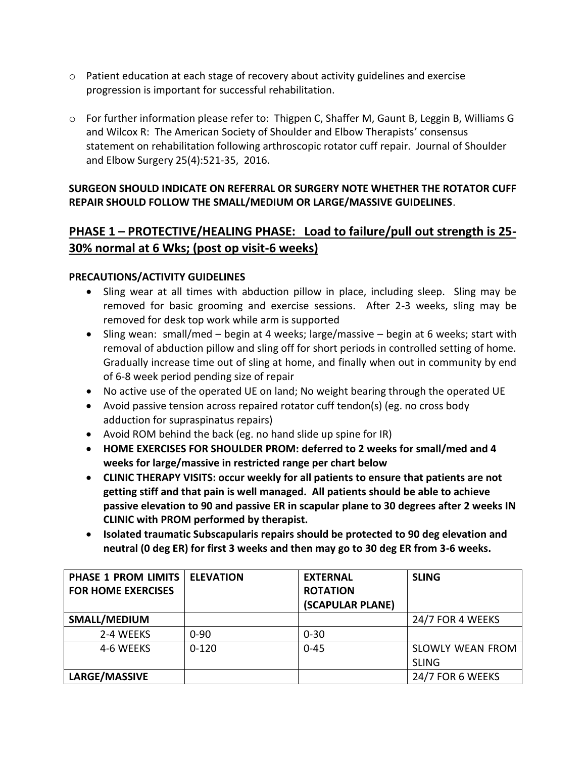- Patient education at each stage of recovery about activity guidelines and exercise progression is important for successful rehabilitation.

- For further information please refer to: Thigpen C, Shaffer M, Gaunt B, Leggin B, Williams G and Wilcox R: The American Society of Shoulder and Elbow Therapists' consensus statement on rehabilitation following arthroscopic rotator cuff repair. Journal of Shoulder and Elbow Surgery 25(4):521-35, 2016.

**SURGEON SHOULD INDICATE ON REFERRAL OR SURGERY NOTE WHETHER THE ROTATOR CUFF REPAIR SHOULD FOLLOW THE SMALL/MEDIUM OR LARGE/MASSIVE GUIDELINES**.

## PHASE 1 – PROTECTIVE/HEALING PHASE: Load to failure/pull out strength is 25-30% normal at 6 Wks; (post op visit-6 weeks)

**PRECAUTIONS/ACTIVITY GUIDELINES**

- Sling wear at all times with abduction pillow in place, including sleep. Sling may be removed for basic grooming and exercise sessions. After 2-3 weeks, sling may be removed for desk top work while arm is supported
- Sling wean: small/med – begin at 4 weeks; large/massive – begin at 6 weeks; start with removal of abduction pillow and sling off for short periods in controlled setting of home. Gradually increase time out of sling at home, and finally when out in community by end of 6-8 week period pending size of repair
- No active use of the operated UE on land; No weight bearing through the operated UE
- Avoid passive tension across repaired rotator cuff tendon(s) (eg. no cross body adduction for supraspinatus repairs)
- Avoid ROM behind the back (eg. no hand slide up spine for IR)
- **HOME EXERCISES FOR SHOULDER PROM: deferred to 2 weeks for small/med and 4 weeks for large/massive in restricted range per chart below**
- **CLINIC THERAPY VISITS: occur weekly for all patients to ensure that patients are not getting stiff and that pain is well managed. All patients should be able to achieve passive elevation to 90 and passive ER in scapular plane to 30 degrees after 2 weeks IN CLINIC with PROM performed by therapist.**
- **Isolated traumatic Subscapularis repairs should be protected to 90 deg elevation and neutral (0 deg ER) for first 3 weeks and then may go to 30 deg ER from 3-6 weeks.**

| PHASE 1 PROM LIMITS FOR HOME EXERCISES | ELEVATION | EXTERNAL ROTATION (SCAPULAR PLANE) | SLING |
|---|---|---|---|
| **SMALL/MEDIUM** | | | 24/7 FOR 4 WEEKS |
| 2-4 WEEKS | 0-90 | 0-30 | |
| 4-6 WEEKS | 0-120 | 0-45 | SLOWLY WEAN FROM SLING |
| **LARGE/MASSIVE** | | | 24/7 FOR 6 WEEKS |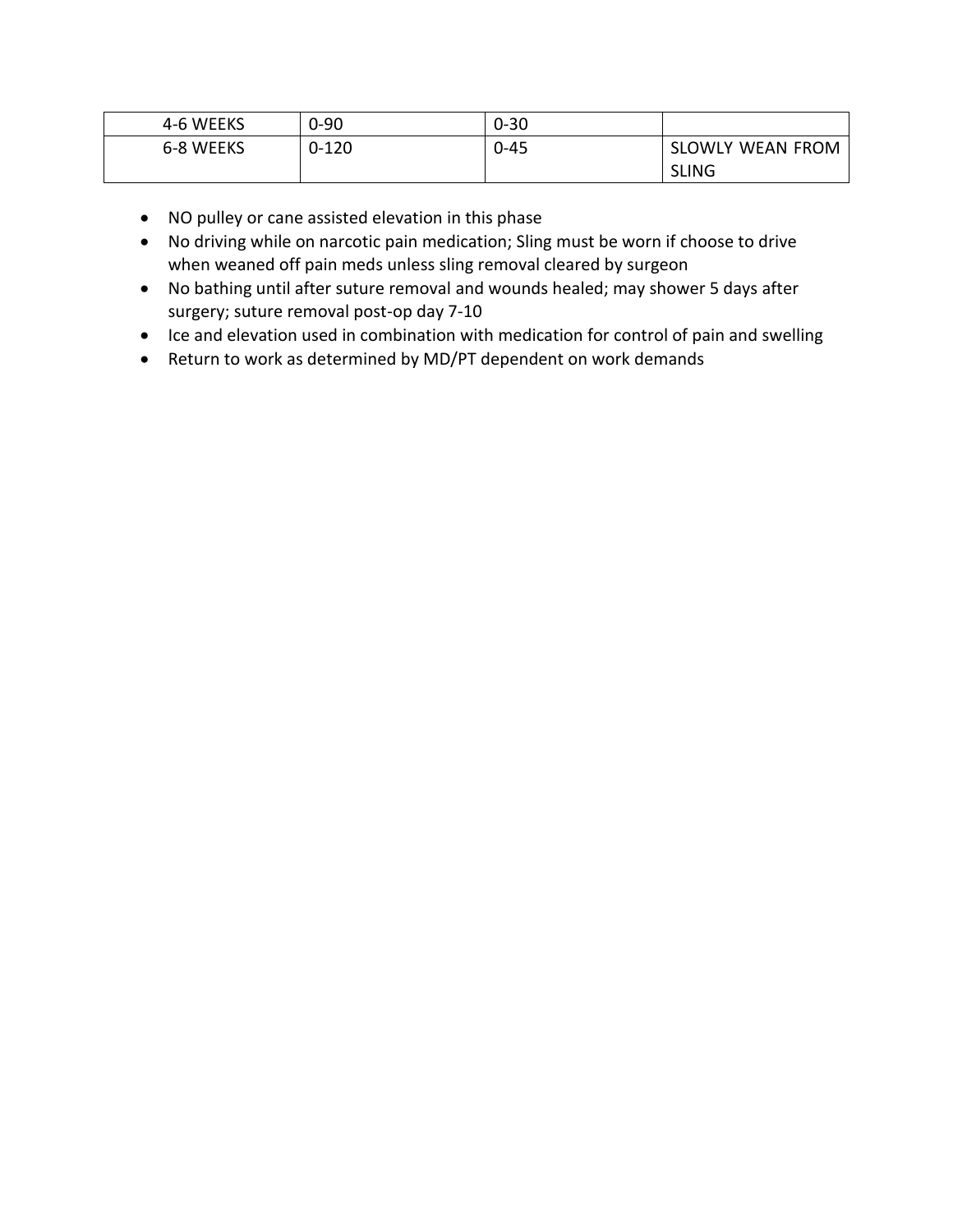| | | | |
|---|---|---|---|
| 4-6 WEEKS | 0-90 | 0-30 | |
| 6-8 WEEKS | 0-120 | 0-45 | SLOWLY WEAN FROM SLING |

- NO pulley or cane assisted elevation in this phase
- No driving while on narcotic pain medication; Sling must be worn if choose to drive when weaned off pain meds unless sling removal cleared by surgeon
- No bathing until after suture removal and wounds healed; may shower 5 days after surgery; suture removal post-op day 7-10
- Ice and elevation used in combination with medication for control of pain and swelling
- Return to work as determined by MD/PT dependent on work demands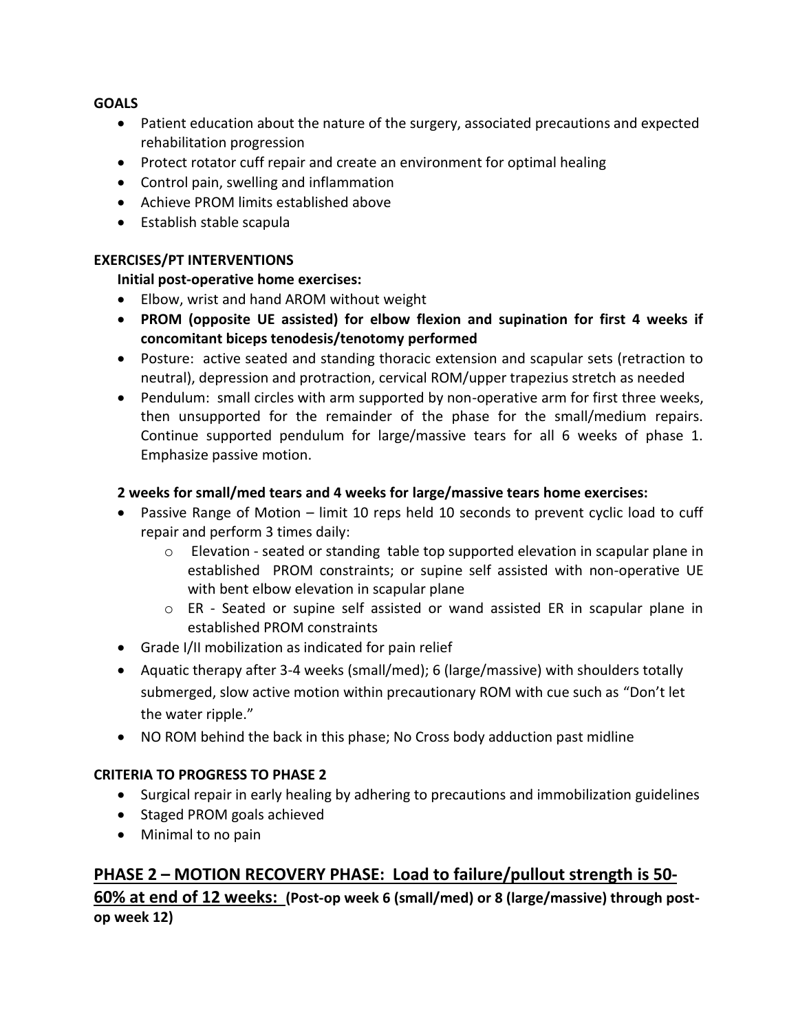**GOALS**

- Patient education about the nature of the surgery, associated precautions and expected rehabilitation progression
- Protect rotator cuff repair and create an environment for optimal healing
- Control pain, swelling and inflammation
- Achieve PROM limits established above
- Establish stable scapula

**EXERCISES/PT INTERVENTIONS**

**Initial post-operative home exercises:**

- Elbow, wrist and hand AROM without weight
- **PROM (opposite UE assisted) for elbow flexion and supination for first 4 weeks if concomitant biceps tenodesis/tenotomy performed**
- Posture: active seated and standing thoracic extension and scapular sets (retraction to neutral), depression and protraction, cervical ROM/upper trapezius stretch as needed
- Pendulum: small circles with arm supported by non-operative arm for first three weeks, then unsupported for the remainder of the phase for the small/medium repairs. Continue supported pendulum for large/massive tears for all 6 weeks of phase 1. Emphasize passive motion.

**2 weeks for small/med tears and 4 weeks for large/massive tears home exercises:**

- Passive Range of Motion – limit 10 reps held 10 seconds to prevent cyclic load to cuff repair and perform 3 times daily:
  - Elevation - seated or standing table top supported elevation in scapular plane in established PROM constraints; or supine self assisted with non-operative UE with bent elbow elevation in scapular plane
  - ER - Seated or supine self assisted or wand assisted ER in scapular plane in established PROM constraints
- Grade I/II mobilization as indicated for pain relief
- Aquatic therapy after 3-4 weeks (small/med); 6 (large/massive) with shoulders totally submerged, slow active motion within precautionary ROM with cue such as "Don't let the water ripple."
- NO ROM behind the back in this phase; No Cross body adduction past midline

**CRITERIA TO PROGRESS TO PHASE 2**

- Surgical repair in early healing by adhering to precautions and immobilization guidelines
- Staged PROM goals achieved
- Minimal to no pain

## PHASE 2 – MOTION RECOVERY PHASE: Load to failure/pullout strength is 50-60% at end of 12 weeks: (Post-op week 6 (small/med) or 8 (large/massive) through post-op week 12)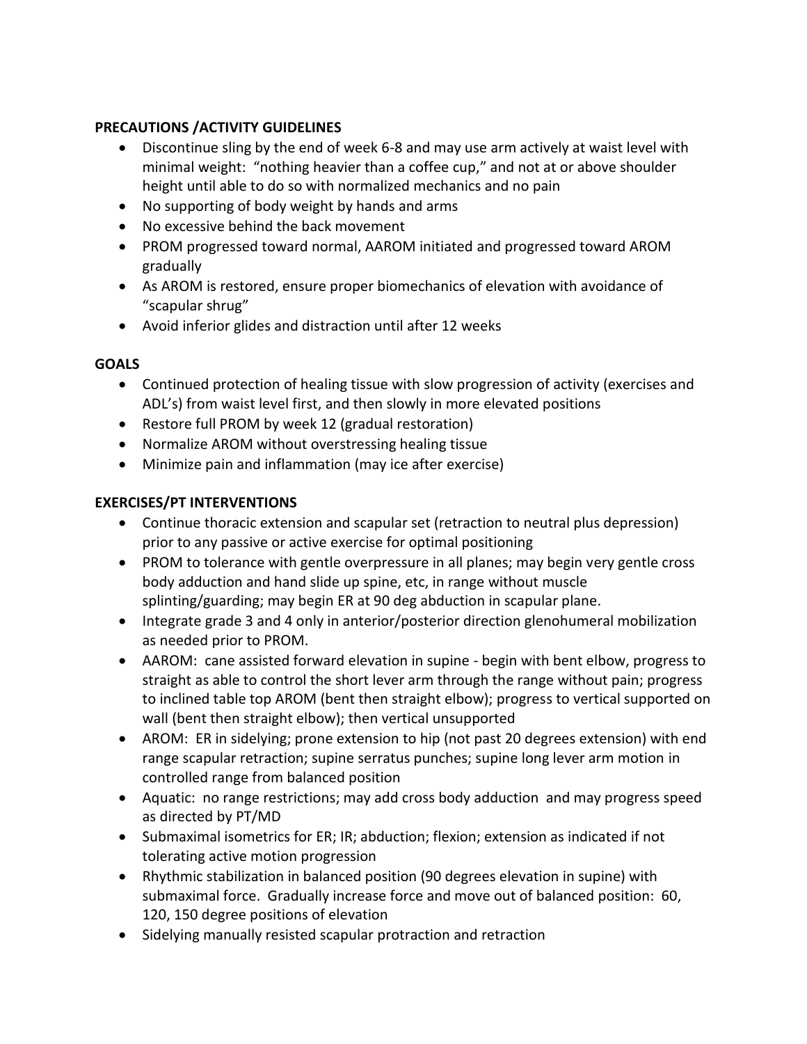**PRECAUTIONS /ACTIVITY GUIDELINES**

- Discontinue sling by the end of week 6-8 and may use arm actively at waist level with minimal weight: "nothing heavier than a coffee cup," and not at or above shoulder height until able to do so with normalized mechanics and no pain
- No supporting of body weight by hands and arms
- No excessive behind the back movement
- PROM progressed toward normal, AAROM initiated and progressed toward AROM gradually
- As AROM is restored, ensure proper biomechanics of elevation with avoidance of "scapular shrug"
- Avoid inferior glides and distraction until after 12 weeks

**GOALS**

- Continued protection of healing tissue with slow progression of activity (exercises and ADL's) from waist level first, and then slowly in more elevated positions
- Restore full PROM by week 12 (gradual restoration)
- Normalize AROM without overstressing healing tissue
- Minimize pain and inflammation (may ice after exercise)

**EXERCISES/PT INTERVENTIONS**

- Continue thoracic extension and scapular set (retraction to neutral plus depression) prior to any passive or active exercise for optimal positioning
- PROM to tolerance with gentle overpressure in all planes; may begin very gentle cross body adduction and hand slide up spine, etc, in range without muscle splinting/guarding; may begin ER at 90 deg abduction in scapular plane.
- Integrate grade 3 and 4 only in anterior/posterior direction glenohumeral mobilization as needed prior to PROM.
- AAROM: cane assisted forward elevation in supine - begin with bent elbow, progress to straight as able to control the short lever arm through the range without pain; progress to inclined table top AROM (bent then straight elbow); progress to vertical supported on wall (bent then straight elbow); then vertical unsupported
- AROM: ER in sidelying; prone extension to hip (not past 20 degrees extension) with end range scapular retraction; supine serratus punches; supine long lever arm motion in controlled range from balanced position
- Aquatic: no range restrictions; may add cross body adduction and may progress speed as directed by PT/MD
- Submaximal isometrics for ER; IR; abduction; flexion; extension as indicated if not tolerating active motion progression
- Rhythmic stabilization in balanced position (90 degrees elevation in supine) with submaximal force. Gradually increase force and move out of balanced position: 60, 120, 150 degree positions of elevation
- Sidelying manually resisted scapular protraction and retraction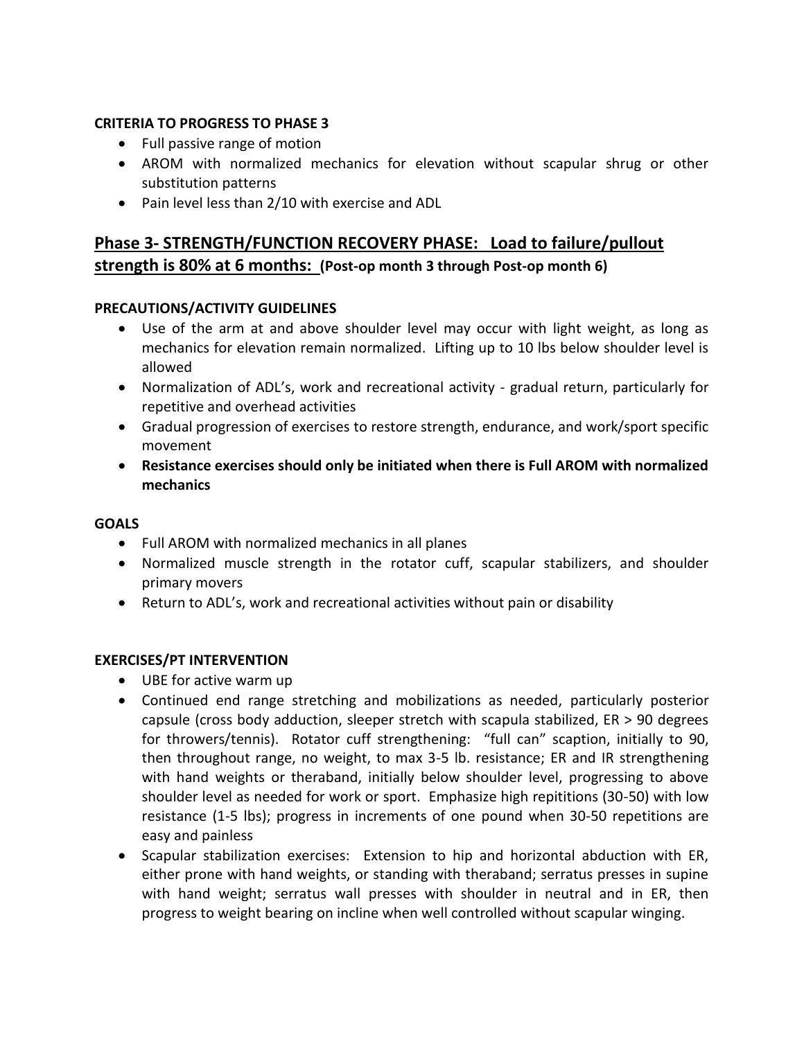**CRITERIA TO PROGRESS TO PHASE 3**

- Full passive range of motion
- AROM with normalized mechanics for elevation without scapular shrug or other substitution patterns
- Pain level less than 2/10 with exercise and ADL

## Phase 3- STRENGTH/FUNCTION RECOVERY PHASE: Load to failure/pullout strength is 80% at 6 months: (Post-op month 3 through Post-op month 6)

**PRECAUTIONS/ACTIVITY GUIDELINES**

- Use of the arm at and above shoulder level may occur with light weight, as long as mechanics for elevation remain normalized. Lifting up to 10 lbs below shoulder level is allowed
- Normalization of ADL's, work and recreational activity - gradual return, particularly for repetitive and overhead activities
- Gradual progression of exercises to restore strength, endurance, and work/sport specific movement
- **Resistance exercises should only be initiated when there is Full AROM with normalized mechanics**

**GOALS**

- Full AROM with normalized mechanics in all planes
- Normalized muscle strength in the rotator cuff, scapular stabilizers, and shoulder primary movers
- Return to ADL's, work and recreational activities without pain or disability

**EXERCISES/PT INTERVENTION**

- UBE for active warm up
- Continued end range stretching and mobilizations as needed, particularly posterior capsule (cross body adduction, sleeper stretch with scapula stabilized, ER > 90 degrees for throwers/tennis). Rotator cuff strengthening: "full can" scaption, initially to 90, then throughout range, no weight, to max 3-5 lb. resistance; ER and IR strengthening with hand weights or theraband, initially below shoulder level, progressing to above shoulder level as needed for work or sport. Emphasize high repititions (30-50) with low resistance (1-5 lbs); progress in increments of one pound when 30-50 repetitions are easy and painless
- Scapular stabilization exercises: Extension to hip and horizontal abduction with ER, either prone with hand weights, or standing with theraband; serratus presses in supine with hand weight; serratus wall presses with shoulder in neutral and in ER, then progress to weight bearing on incline when well controlled without scapular winging.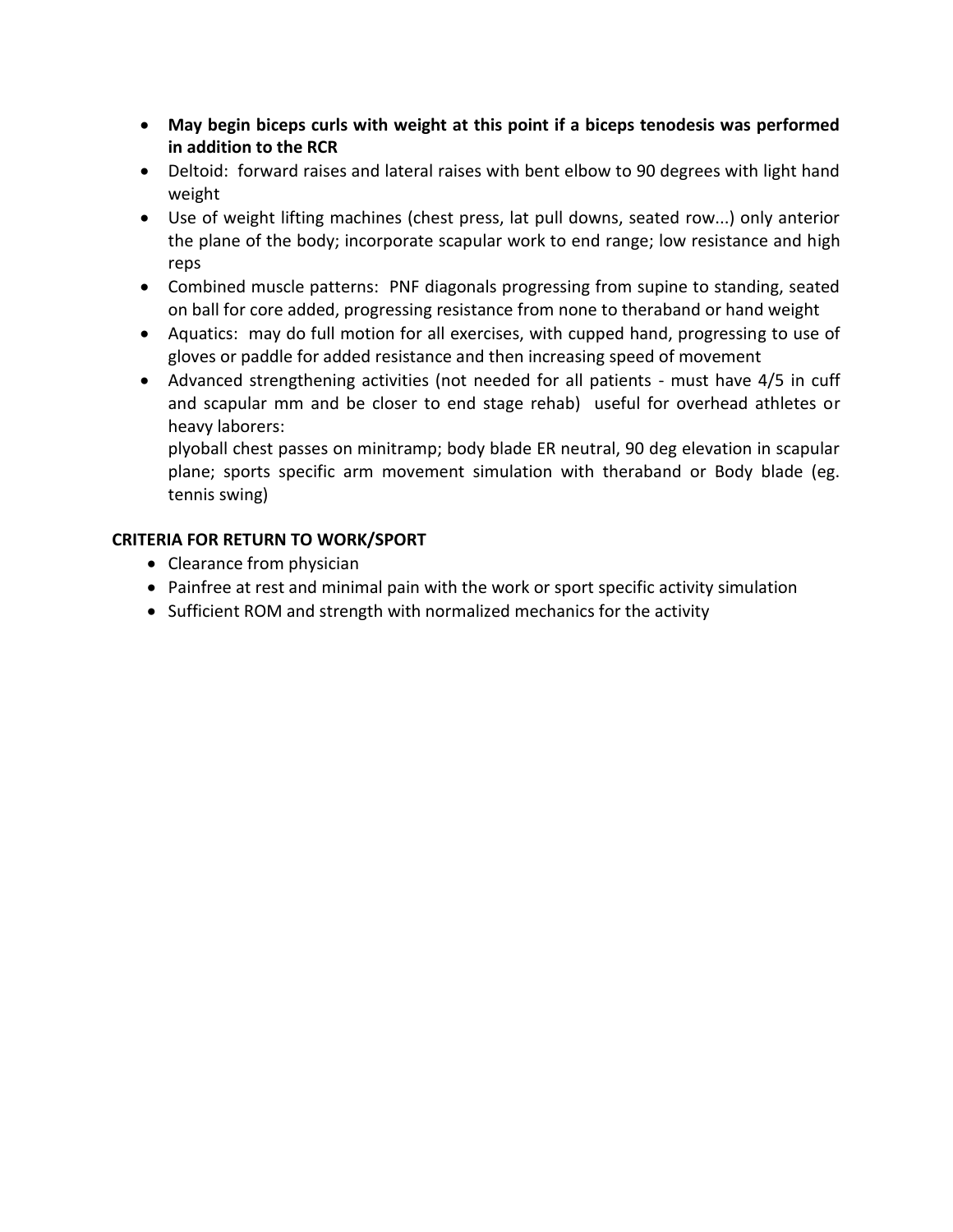- **May begin biceps curls with weight at this point if a biceps tenodesis was performed in addition to the RCR**
- Deltoid: forward raises and lateral raises with bent elbow to 90 degrees with light hand weight
- Use of weight lifting machines (chest press, lat pull downs, seated row...) only anterior the plane of the body; incorporate scapular work to end range; low resistance and high reps
- Combined muscle patterns: PNF diagonals progressing from supine to standing, seated on ball for core added, progressing resistance from none to theraband or hand weight
- Aquatics: may do full motion for all exercises, with cupped hand, progressing to use of gloves or paddle for added resistance and then increasing speed of movement
- Advanced strengthening activities (not needed for all patients - must have 4/5 in cuff and scapular mm and be closer to end stage rehab) useful for overhead athletes or heavy laborers:
  plyoball chest passes on minitramp; body blade ER neutral, 90 deg elevation in scapular plane; sports specific arm movement simulation with theraband or Body blade (eg. tennis swing)

**CRITERIA FOR RETURN TO WORK/SPORT**

- Clearance from physician
- Painfree at rest and minimal pain with the work or sport specific activity simulation
- Sufficient ROM and strength with normalized mechanics for the activity